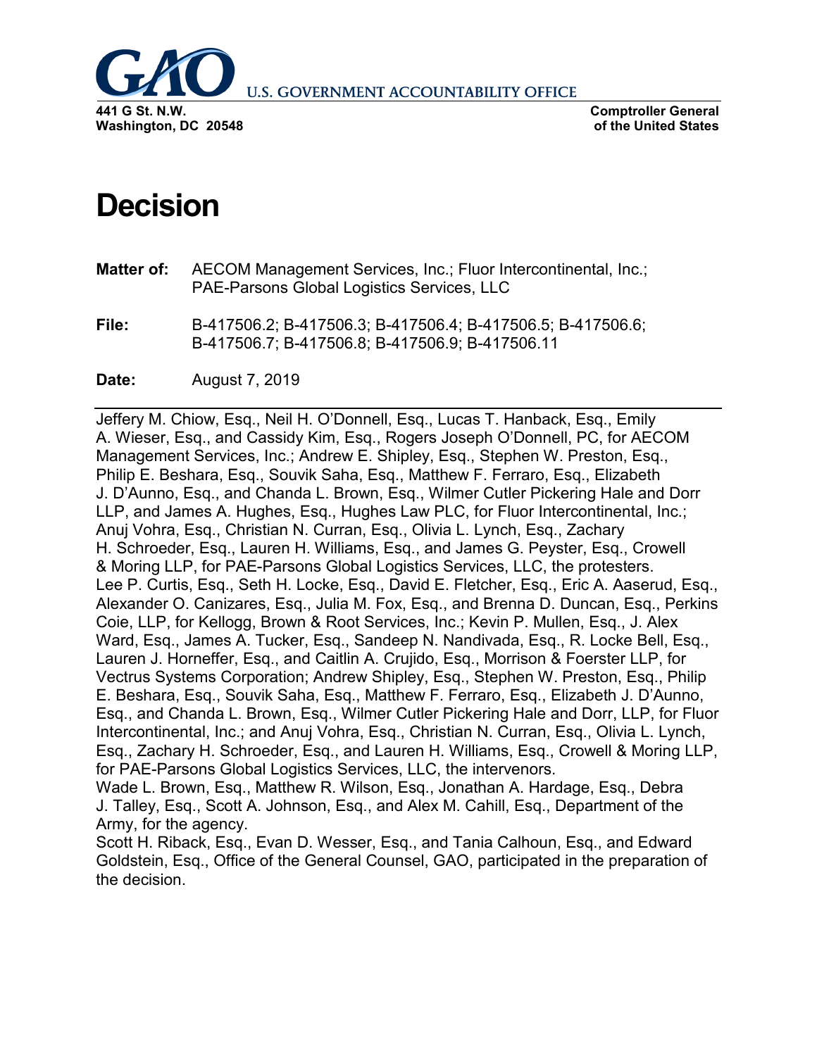U.S. GOVERNMENT ACCOUNTABILITY OFFICE

**441 G St. N.W.**
**Washington, DC 20548**

**Comptroller General**
**of the United States**

# Decision

**Matter of:** AECOM Management Services, Inc.; Fluor Intercontinental, Inc.; PAE-Parsons Global Logistics Services, LLC

**File:** B-417506.2; B-417506.3; B-417506.4; B-417506.5; B-417506.6; B-417506.7; B-417506.8; B-417506.9; B-417506.11

**Date:** August 7, 2019

---

Jeffery M. Chiow, Esq., Neil H. O'Donnell, Esq., Lucas T. Hanback, Esq., Emily A. Wieser, Esq., and Cassidy Kim, Esq., Rogers Joseph O'Donnell, PC, for AECOM Management Services, Inc.; Andrew E. Shipley, Esq., Stephen W. Preston, Esq., Philip E. Beshara, Esq., Souvik Saha, Esq., Matthew F. Ferraro, Esq., Elizabeth J. D'Aunno, Esq., and Chanda L. Brown, Esq., Wilmer Cutler Pickering Hale and Dorr LLP, and James A. Hughes, Esq., Hughes Law PLC, for Fluor Intercontinental, Inc.; Anuj Vohra, Esq., Christian N. Curran, Esq., Olivia L. Lynch, Esq., Zachary H. Schroeder, Esq., Lauren H. Williams, Esq., and James G. Peyster, Esq., Crowell & Moring LLP, for PAE-Parsons Global Logistics Services, LLC, the protesters.
Lee P. Curtis, Esq., Seth H. Locke, Esq., David E. Fletcher, Esq., Eric A. Aaserud, Esq., Alexander O. Canizares, Esq., Julia M. Fox, Esq., and Brenna D. Duncan, Esq., Perkins Coie, LLP, for Kellogg, Brown & Root Services, Inc.; Kevin P. Mullen, Esq., J. Alex Ward, Esq., James A. Tucker, Esq., Sandeep N. Nandivada, Esq., R. Locke Bell, Esq., Lauren J. Horneffer, Esq., and Caitlin A. Crujido, Esq., Morrison & Foerster LLP, for Vectrus Systems Corporation; Andrew Shipley, Esq., Stephen W. Preston, Esq., Philip E. Beshara, Esq., Souvik Saha, Esq., Matthew F. Ferraro, Esq., Elizabeth J. D'Aunno, Esq., and Chanda L. Brown, Esq., Wilmer Cutler Pickering Hale and Dorr, LLP, for Fluor Intercontinental, Inc.; and Anuj Vohra, Esq., Christian N. Curran, Esq., Olivia L. Lynch, Esq., Zachary H. Schroeder, Esq., and Lauren H. Williams, Esq., Crowell & Moring LLP, for PAE-Parsons Global Logistics Services, LLC, the intervenors.
Wade L. Brown, Esq., Matthew R. Wilson, Esq., Jonathan A. Hardage, Esq., Debra J. Talley, Esq., Scott A. Johnson, Esq., and Alex M. Cahill, Esq., Department of the Army, for the agency.
Scott H. Riback, Esq., Evan D. Wesser, Esq., and Tania Calhoun, Esq., and Edward Goldstein, Esq., Office of the General Counsel, GAO, participated in the preparation of the decision.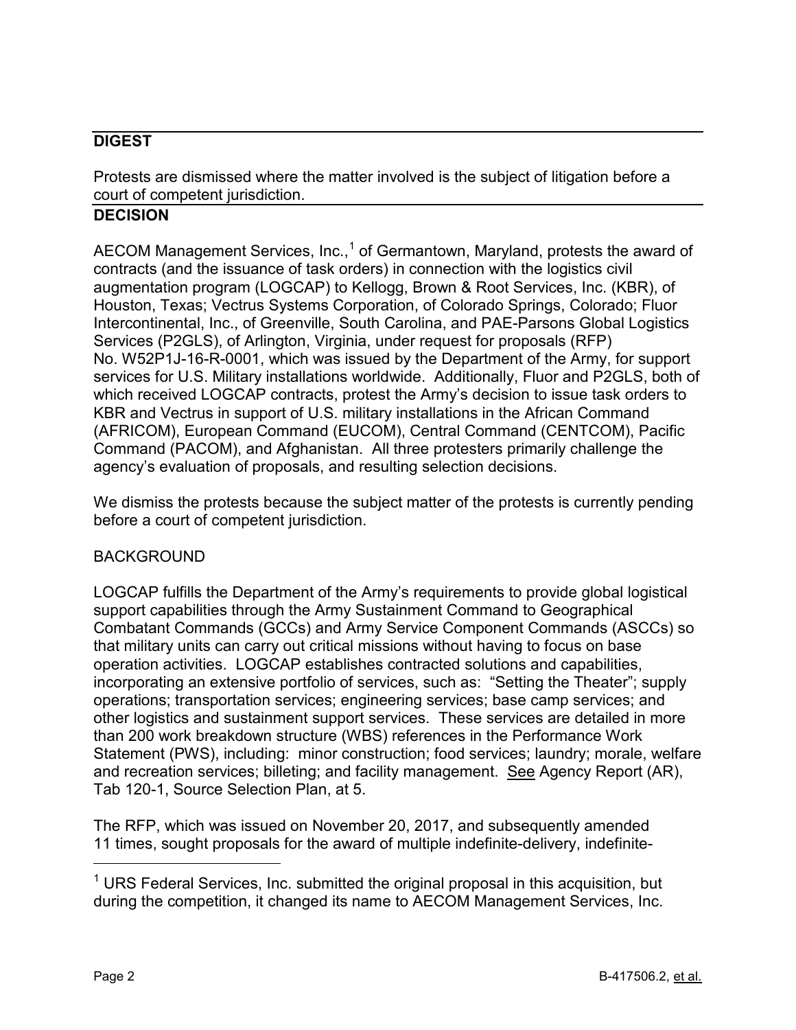## DIGEST

Protests are dismissed where the matter involved is the subject of litigation before a court of competent jurisdiction.

## DECISION

AECOM Management Services, Inc.,[1] of Germantown, Maryland, protests the award of contracts (and the issuance of task orders) in connection with the logistics civil augmentation program (LOGCAP) to Kellogg, Brown & Root Services, Inc. (KBR), of Houston, Texas; Vectrus Systems Corporation, of Colorado Springs, Colorado; Fluor Intercontinental, Inc., of Greenville, South Carolina, and PAE-Parsons Global Logistics Services (P2GLS), of Arlington, Virginia, under request for proposals (RFP) No. W52P1J-16-R-0001, which was issued by the Department of the Army, for support services for U.S. Military installations worldwide. Additionally, Fluor and P2GLS, both of which received LOGCAP contracts, protest the Army's decision to issue task orders to KBR and Vectrus in support of U.S. military installations in the African Command (AFRICOM), European Command (EUCOM), Central Command (CENTCOM), Pacific Command (PACOM), and Afghanistan. All three protesters primarily challenge the agency's evaluation of proposals, and resulting selection decisions.

We dismiss the protests because the subject matter of the protests is currently pending before a court of competent jurisdiction.

BACKGROUND

LOGCAP fulfills the Department of the Army's requirements to provide global logistical support capabilities through the Army Sustainment Command to Geographical Combatant Commands (GCCs) and Army Service Component Commands (ASCCs) so that military units can carry out critical missions without having to focus on base operation activities. LOGCAP establishes contracted solutions and capabilities, incorporating an extensive portfolio of services, such as: "Setting the Theater"; supply operations; transportation services; engineering services; base camp services; and other logistics and sustainment support services. These services are detailed in more than 200 work breakdown structure (WBS) references in the Performance Work Statement (PWS), including: minor construction; food services; laundry; morale, welfare and recreation services; billeting; and facility management. See Agency Report (AR), Tab 120-1, Source Selection Plan, at 5.

The RFP, which was issued on November 20, 2017, and subsequently amended 11 times, sought proposals for the award of multiple indefinite-delivery, indefinite-

[1] URS Federal Services, Inc. submitted the original proposal in this acquisition, but during the competition, it changed its name to AECOM Management Services, Inc.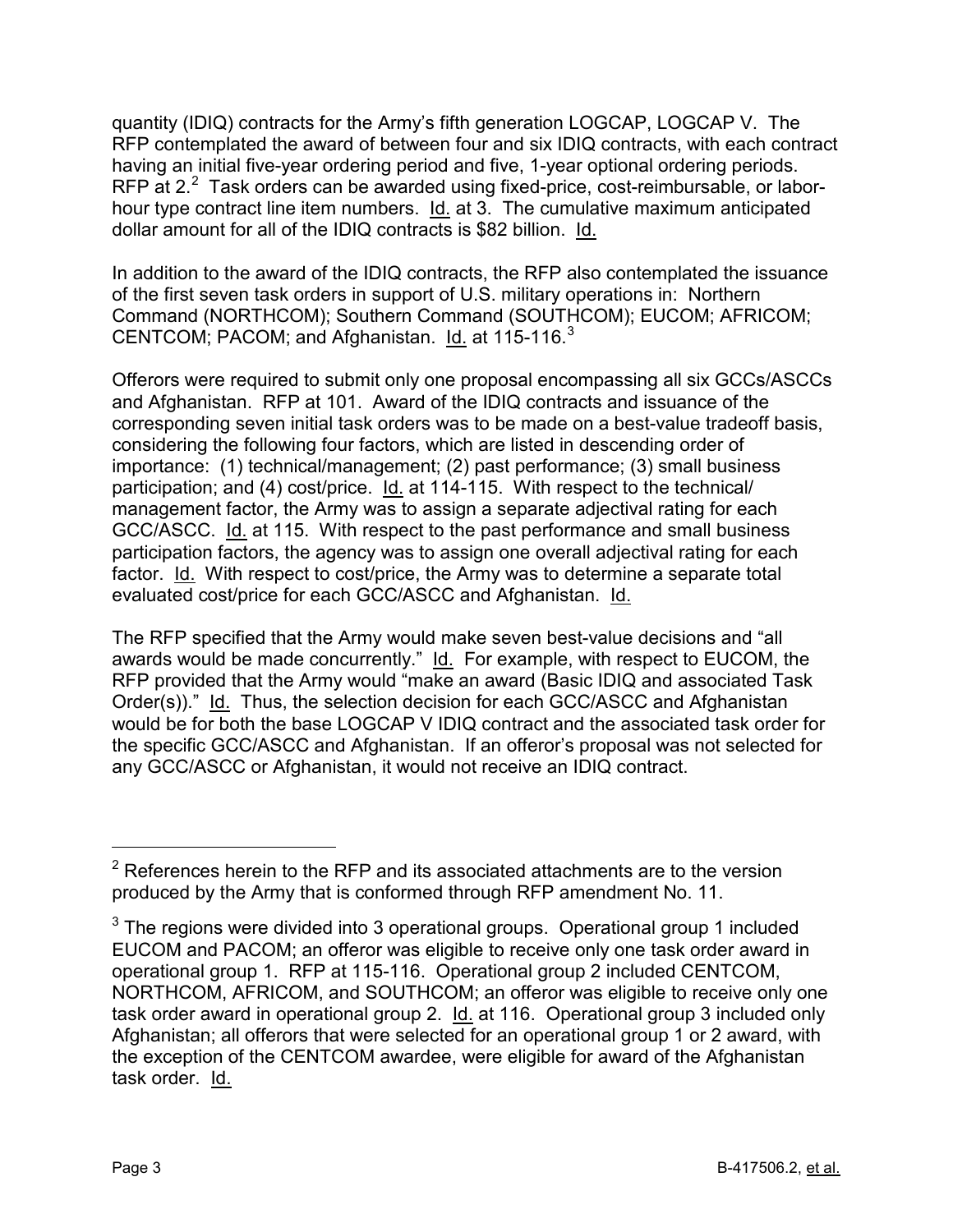quantity (IDIQ) contracts for the Army's fifth generation LOGCAP, LOGCAP V. The RFP contemplated the award of between four and six IDIQ contracts, with each contract having an initial five-year ordering period and five, 1-year optional ordering periods. RFP at 2.[2] Task orders can be awarded using fixed-price, cost-reimbursable, or labor-hour type contract line item numbers. Id. at 3. The cumulative maximum anticipated dollar amount for all of the IDIQ contracts is $82 billion. Id.

In addition to the award of the IDIQ contracts, the RFP also contemplated the issuance of the first seven task orders in support of U.S. military operations in: Northern Command (NORTHCOM); Southern Command (SOUTHCOM); EUCOM; AFRICOM; CENTCOM; PACOM; and Afghanistan. Id. at 115-116.[3]

Offerors were required to submit only one proposal encompassing all six GCCs/ASCCs and Afghanistan. RFP at 101. Award of the IDIQ contracts and issuance of the corresponding seven initial task orders was to be made on a best-value tradeoff basis, considering the following four factors, which are listed in descending order of importance: (1) technical/management; (2) past performance; (3) small business participation; and (4) cost/price. Id. at 114-115. With respect to the technical/management factor, the Army was to assign a separate adjectival rating for each GCC/ASCC. Id. at 115. With respect to the past performance and small business participation factors, the agency was to assign one overall adjectival rating for each factor. Id. With respect to cost/price, the Army was to determine a separate total evaluated cost/price for each GCC/ASCC and Afghanistan. Id.

The RFP specified that the Army would make seven best-value decisions and "all awards would be made concurrently." Id. For example, with respect to EUCOM, the RFP provided that the Army would "make an award (Basic IDIQ and associated Task Order(s))." Id. Thus, the selection decision for each GCC/ASCC and Afghanistan would be for both the base LOGCAP V IDIQ contract and the associated task order for the specific GCC/ASCC and Afghanistan. If an offeror's proposal was not selected for any GCC/ASCC or Afghanistan, it would not receive an IDIQ contract.

---

[2] References herein to the RFP and its associated attachments are to the version produced by the Army that is conformed through RFP amendment No. 11.

[3] The regions were divided into 3 operational groups. Operational group 1 included EUCOM and PACOM; an offeror was eligible to receive only one task order award in operational group 1. RFP at 115-116. Operational group 2 included CENTCOM, NORTHCOM, AFRICOM, and SOUTHCOM; an offeror was eligible to receive only one task order award in operational group 2. Id. at 116. Operational group 3 included only Afghanistan; all offerors that were selected for an operational group 1 or 2 award, with the exception of the CENTCOM awardee, were eligible for award of the Afghanistan task order. Id.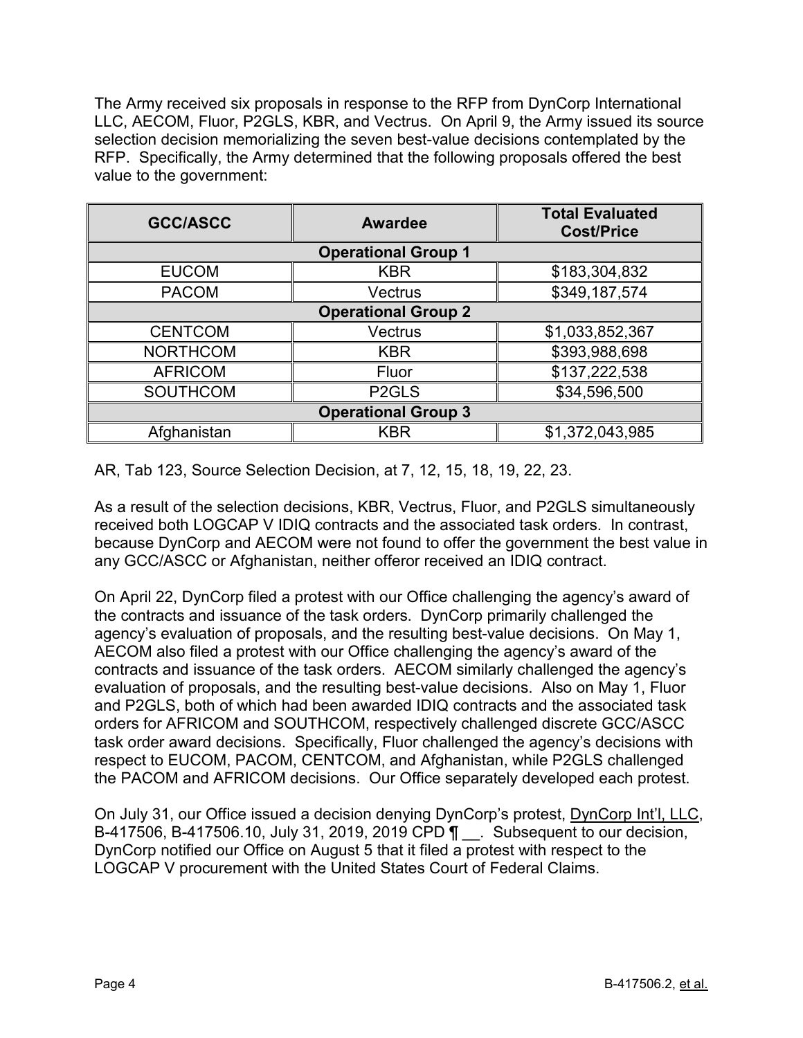The Army received six proposals in response to the RFP from DynCorp International LLC, AECOM, Fluor, P2GLS, KBR, and Vectrus. On April 9, the Army issued its source selection decision memorializing the seven best-value decisions contemplated by the RFP. Specifically, the Army determined that the following proposals offered the best value to the government:

| GCC/ASCC | Awardee | Total Evaluated Cost/Price |
|---|---|---|
| **Operational Group 1** | | |
| EUCOM | KBR | $183,304,832 |
| PACOM | Vectrus | $349,187,574 |
| **Operational Group 2** | | |
| CENTCOM | Vectrus | $1,033,852,367 |
| NORTHCOM | KBR | $393,988,698 |
| AFRICOM | Fluor | $137,222,538 |
| SOUTHCOM | P2GLS | $34,596,500 |
| **Operational Group 3** | | |
| Afghanistan | KBR | $1,372,043,985 |

AR, Tab 123, Source Selection Decision, at 7, 12, 15, 18, 19, 22, 23.

As a result of the selection decisions, KBR, Vectrus, Fluor, and P2GLS simultaneously received both LOGCAP V IDIQ contracts and the associated task orders. In contrast, because DynCorp and AECOM were not found to offer the government the best value in any GCC/ASCC or Afghanistan, neither offeror received an IDIQ contract.

On April 22, DynCorp filed a protest with our Office challenging the agency's award of the contracts and issuance of the task orders. DynCorp primarily challenged the agency's evaluation of proposals, and the resulting best-value decisions. On May 1, AECOM also filed a protest with our Office challenging the agency's award of the contracts and issuance of the task orders. AECOM similarly challenged the agency's evaluation of proposals, and the resulting best-value decisions. Also on May 1, Fluor and P2GLS, both of which had been awarded IDIQ contracts and the associated task orders for AFRICOM and SOUTHCOM, respectively challenged discrete GCC/ASCC task order award decisions. Specifically, Fluor challenged the agency's decisions with respect to EUCOM, PACOM, CENTCOM, and Afghanistan, while P2GLS challenged the PACOM and AFRICOM decisions. Our Office separately developed each protest.

On July 31, our Office issued a decision denying DynCorp's protest, DynCorp Int'l, LLC, B-417506, B-417506.10, July 31, 2019, 2019 CPD ¶ __. Subsequent to our decision, DynCorp notified our Office on August 5 that it filed a protest with respect to the LOGCAP V procurement with the United States Court of Federal Claims.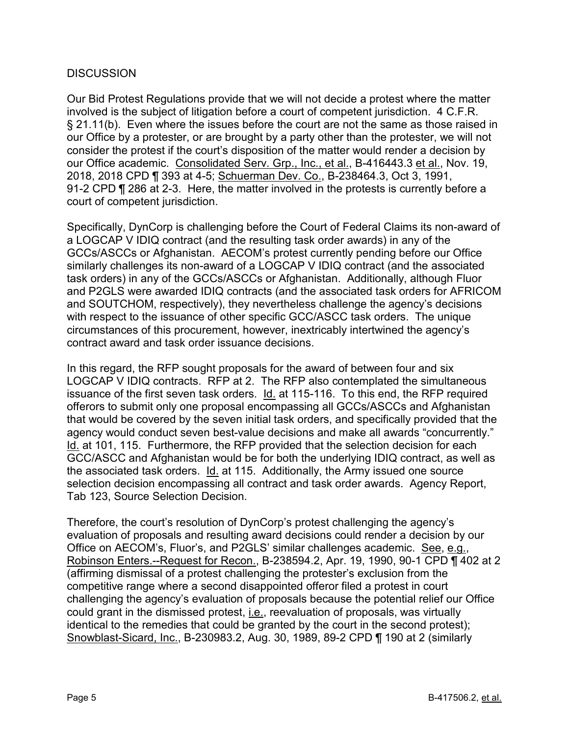DISCUSSION

Our Bid Protest Regulations provide that we will not decide a protest where the matter involved is the subject of litigation before a court of competent jurisdiction. 4 C.F.R. § 21.11(b). Even where the issues before the court are not the same as those raised in our Office by a protester, or are brought by a party other than the protester, we will not consider the protest if the court's disposition of the matter would render a decision by our Office academic. Consolidated Serv. Grp., Inc., et al., B-416443.3 et al., Nov. 19, 2018, 2018 CPD ¶ 393 at 4-5; Schuerman Dev. Co., B-238464.3, Oct 3, 1991, 91-2 CPD ¶ 286 at 2-3. Here, the matter involved in the protests is currently before a court of competent jurisdiction.

Specifically, DynCorp is challenging before the Court of Federal Claims its non-award of a LOGCAP V IDIQ contract (and the resulting task order awards) in any of the GCCs/ASCCs or Afghanistan. AECOM's protest currently pending before our Office similarly challenges its non-award of a LOGCAP V IDIQ contract (and the associated task orders) in any of the GCCs/ASCCs or Afghanistan. Additionally, although Fluor and P2GLS were awarded IDIQ contracts (and the associated task orders for AFRICOM and SOUTCHOM, respectively), they nevertheless challenge the agency's decisions with respect to the issuance of other specific GCC/ASCC task orders. The unique circumstances of this procurement, however, inextricably intertwined the agency's contract award and task order issuance decisions.

In this regard, the RFP sought proposals for the award of between four and six LOGCAP V IDIQ contracts. RFP at 2. The RFP also contemplated the simultaneous issuance of the first seven task orders. Id. at 115-116. To this end, the RFP required offerors to submit only one proposal encompassing all GCCs/ASCCs and Afghanistan that would be covered by the seven initial task orders, and specifically provided that the agency would conduct seven best-value decisions and make all awards "concurrently." Id. at 101, 115. Furthermore, the RFP provided that the selection decision for each GCC/ASCC and Afghanistan would be for both the underlying IDIQ contract, as well as the associated task orders. Id. at 115. Additionally, the Army issued one source selection decision encompassing all contract and task order awards. Agency Report, Tab 123, Source Selection Decision.

Therefore, the court's resolution of DynCorp's protest challenging the agency's evaluation of proposals and resulting award decisions could render a decision by our Office on AECOM's, Fluor's, and P2GLS' similar challenges academic. See, e.g., Robinson Enters.--Request for Recon., B-238594.2, Apr. 19, 1990, 90-1 CPD ¶ 402 at 2 (affirming dismissal of a protest challenging the protester's exclusion from the competitive range where a second disappointed offeror filed a protest in court challenging the agency's evaluation of proposals because the potential relief our Office could grant in the dismissed protest, i.e., reevaluation of proposals, was virtually identical to the remedies that could be granted by the court in the second protest); Snowblast-Sicard, Inc., B-230983.2, Aug. 30, 1989, 89-2 CPD ¶ 190 at 2 (similarly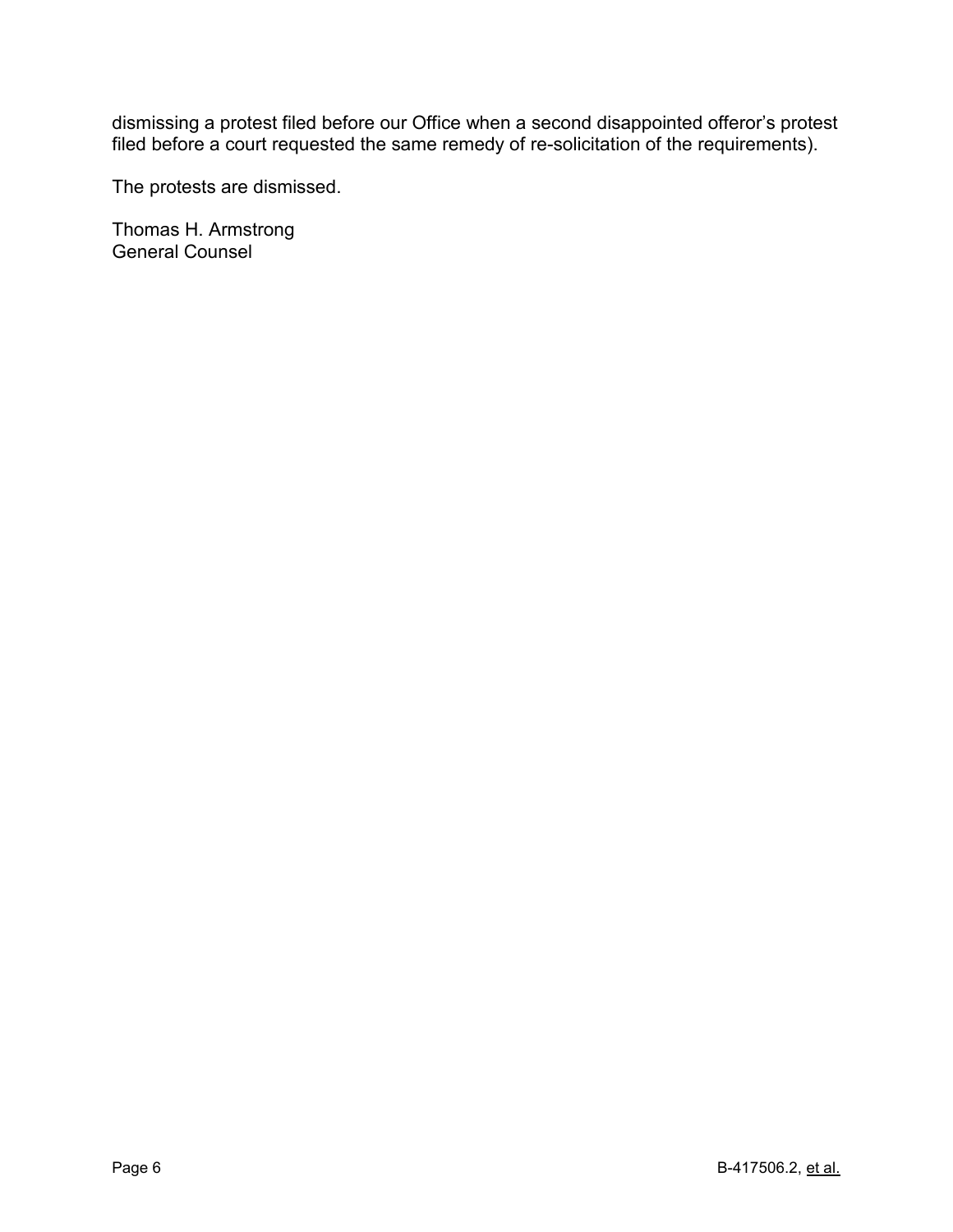dismissing a protest filed before our Office when a second disappointed offeror's protest filed before a court requested the same remedy of re-solicitation of the requirements).

The protests are dismissed.

Thomas H. Armstrong
General Counsel